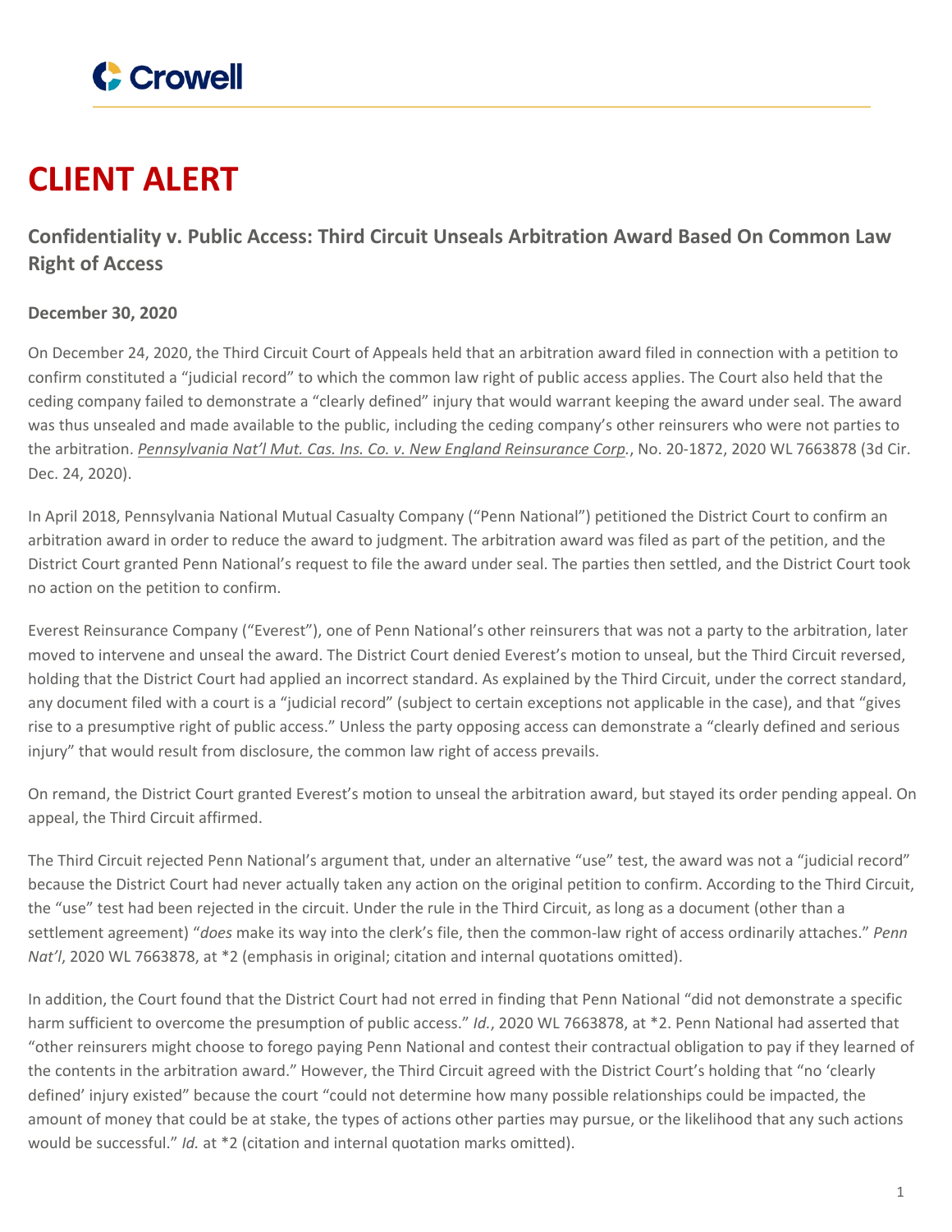Crowell

# CLIENT ALERT

## Confidentiality v. Public Access: Third Circuit Unseals Arbitration Award Based On Common Law Right of Access

**December 30, 2020**

On December 24, 2020, the Third Circuit Court of Appeals held that an arbitration award filed in connection with a petition to confirm constituted a "judicial record" to which the common law right of public access applies. The Court also held that the ceding company failed to demonstrate a "clearly defined" injury that would warrant keeping the award under seal. The award was thus unsealed and made available to the public, including the ceding company's other reinsurers who were not parties to the arbitration. *Pennsylvania Nat'l Mut. Cas. Ins. Co. v. New England Reinsurance Corp.*, No. 20-1872, 2020 WL 7663878 (3d Cir. Dec. 24, 2020).

In April 2018, Pennsylvania National Mutual Casualty Company ("Penn National") petitioned the District Court to confirm an arbitration award in order to reduce the award to judgment. The arbitration award was filed as part of the petition, and the District Court granted Penn National's request to file the award under seal. The parties then settled, and the District Court took no action on the petition to confirm.

Everest Reinsurance Company ("Everest"), one of Penn National's other reinsurers that was not a party to the arbitration, later moved to intervene and unseal the award. The District Court denied Everest's motion to unseal, but the Third Circuit reversed, holding that the District Court had applied an incorrect standard. As explained by the Third Circuit, under the correct standard, any document filed with a court is a "judicial record" (subject to certain exceptions not applicable in the case), and that "gives rise to a presumptive right of public access." Unless the party opposing access can demonstrate a "clearly defined and serious injury" that would result from disclosure, the common law right of access prevails.

On remand, the District Court granted Everest's motion to unseal the arbitration award, but stayed its order pending appeal. On appeal, the Third Circuit affirmed.

The Third Circuit rejected Penn National's argument that, under an alternative "use" test, the award was not a "judicial record" because the District Court had never actually taken any action on the original petition to confirm. According to the Third Circuit, the "use" test had been rejected in the circuit. Under the rule in the Third Circuit, as long as a document (other than a settlement agreement) "*does* make its way into the clerk's file, then the common-law right of access ordinarily attaches." *Penn Nat'l*, 2020 WL 7663878, at *2 (emphasis in original; citation and internal quotations omitted).

In addition, the Court found that the District Court had not erred in finding that Penn National "did not demonstrate a specific harm sufficient to overcome the presumption of public access." *Id.*, 2020 WL 7663878, at *2. Penn National had asserted that "other reinsurers might choose to forego paying Penn National and contest their contractual obligation to pay if they learned of the contents in the arbitration award." However, the Third Circuit agreed with the District Court's holding that "no 'clearly defined' injury existed" because the court "could not determine how many possible relationships could be impacted, the amount of money that could be at stake, the types of actions other parties may pursue, or the likelihood that any such actions would be successful." *Id.* at *2 (citation and internal quotation marks omitted).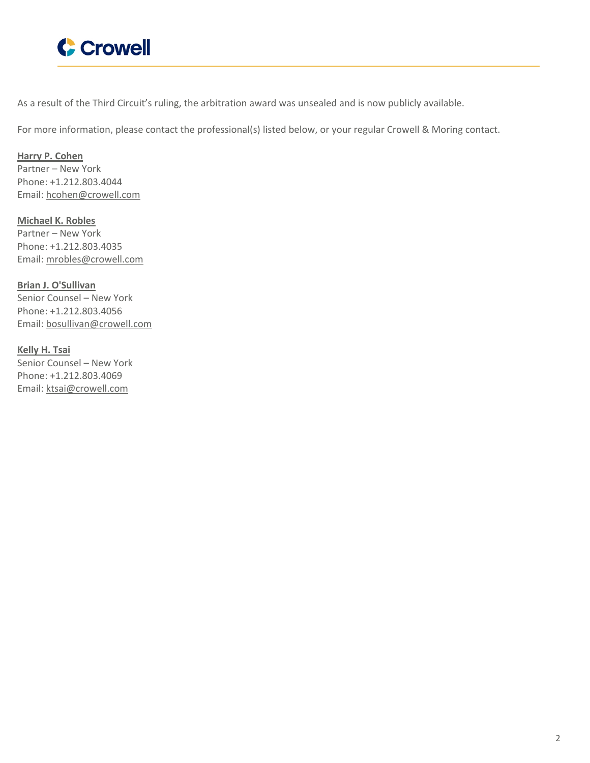As a result of the Third Circuit's ruling, the arbitration award was unsealed and is now publicly available.

For more information, please contact the professional(s) listed below, or your regular Crowell & Moring contact.

**Harry P. Cohen**
Partner – New York
Phone: +1.212.803.4044
Email: hcohen@crowell.com

**Michael K. Robles**
Partner – New York
Phone: +1.212.803.4035
Email: mrobles@crowell.com

**Brian J. O'Sullivan**
Senior Counsel – New York
Phone: +1.212.803.4056
Email: bosullivan@crowell.com

**Kelly H. Tsai**
Senior Counsel – New York
Phone: +1.212.803.4069
Email: ktsai@crowell.com